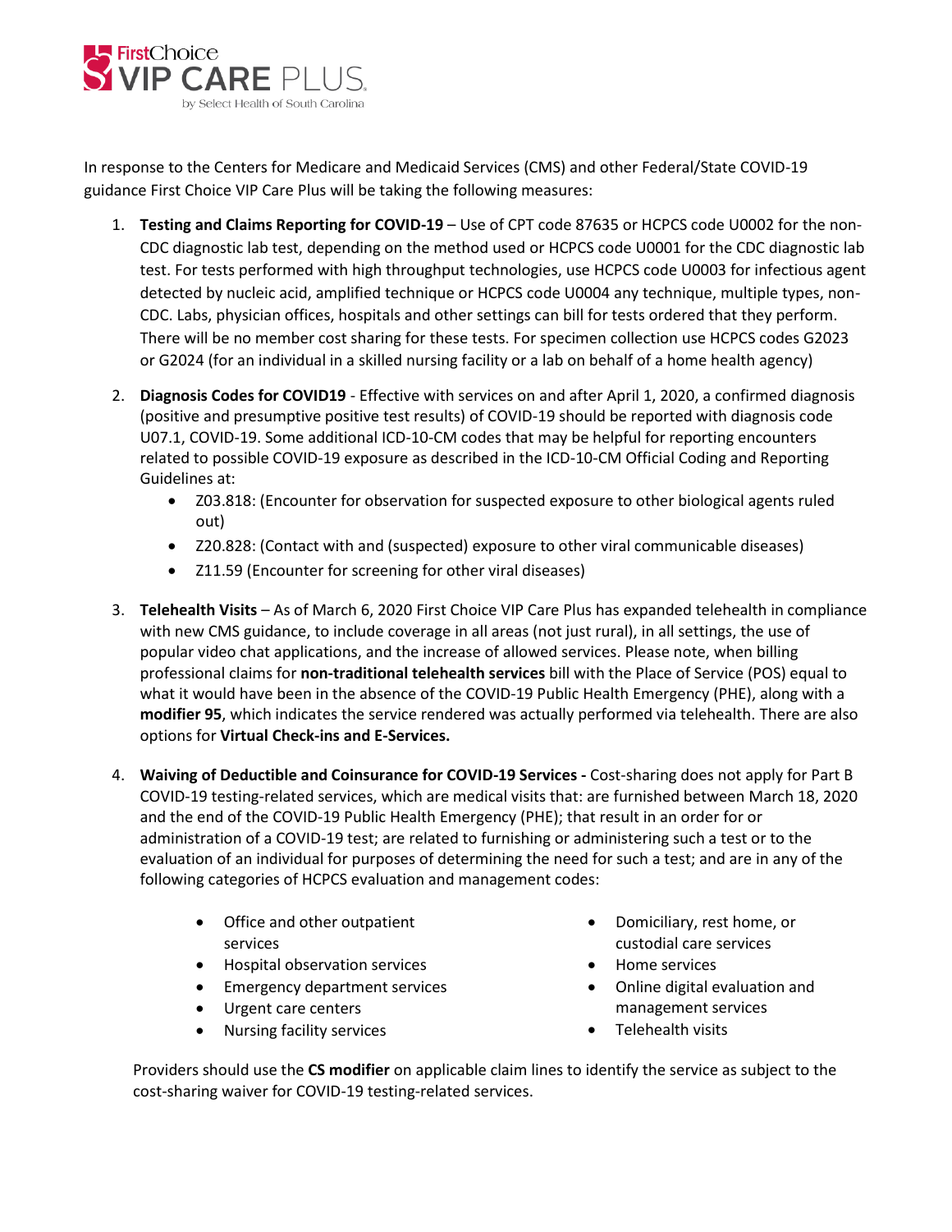FirstChoice VIP CARE PLUS
by Select Health of South Carolina

In response to the Centers for Medicare and Medicaid Services (CMS) and other Federal/State COVID-19 guidance First Choice VIP Care Plus will be taking the following measures:

1. **Testing and Claims Reporting for COVID-19** – Use of CPT code 87635 or HCPCS code U0002 for the non-CDC diagnostic lab test, depending on the method used or HCPCS code U0001 for the CDC diagnostic lab test. For tests performed with high throughput technologies, use HCPCS code U0003 for infectious agent detected by nucleic acid, amplified technique or HCPCS code U0004 any technique, multiple types, non-CDC. Labs, physician offices, hospitals and other settings can bill for tests ordered that they perform. There will be no member cost sharing for these tests. For specimen collection use HCPCS codes G2023 or G2024 (for an individual in a skilled nursing facility or a lab on behalf of a home health agency)

2. **Diagnosis Codes for COVID19** - Effective with services on and after April 1, 2020, a confirmed diagnosis (positive and presumptive positive test results) of COVID-19 should be reported with diagnosis code U07.1, COVID-19. Some additional ICD-10-CM codes that may be helpful for reporting encounters related to possible COVID-19 exposure as described in the ICD-10-CM Official Coding and Reporting Guidelines at:
   - Z03.818: (Encounter for observation for suspected exposure to other biological agents ruled out)
   - Z20.828: (Contact with and (suspected) exposure to other viral communicable diseases)
   - Z11.59 (Encounter for screening for other viral diseases)

3. **Telehealth Visits** – As of March 6, 2020 First Choice VIP Care Plus has expanded telehealth in compliance with new CMS guidance, to include coverage in all areas (not just rural), in all settings, the use of popular video chat applications, and the increase of allowed services. Please note, when billing professional claims for **non-traditional telehealth services** bill with the Place of Service (POS) equal to what it would have been in the absence of the COVID-19 Public Health Emergency (PHE), along with a **modifier 95**, which indicates the service rendered was actually performed via telehealth. There also options for **Virtual Check-ins and E-Services.**

4. **Waiving of Deductible and Coinsurance for COVID-19 Services -** Cost-sharing does not apply for Part B COVID-19 testing-related services, which are medical visits that: are furnished between March 18, 2020 and the end of the COVID-19 Public Health Emergency (PHE); that result in an order for or administration of a COVID-19 test; are related to furnishing or administering such a test or to the evaluation of an individual for purposes of determining the need for such a test; and are in any of the following categories of HCPCS evaluation and management codes:
   - Office and other outpatient services
   - Hospital observation services
   - Emergency department services
   - Urgent care centers
   - Nursing facility services
   - Domiciliary, rest home, or custodial care services
   - Home services
   - Online digital evaluation and management services
   - Telehealth visits

   Providers should use the **CS modifier** on applicable claim lines to identify the service as subject to the cost-sharing waiver for COVID-19 testing-related services.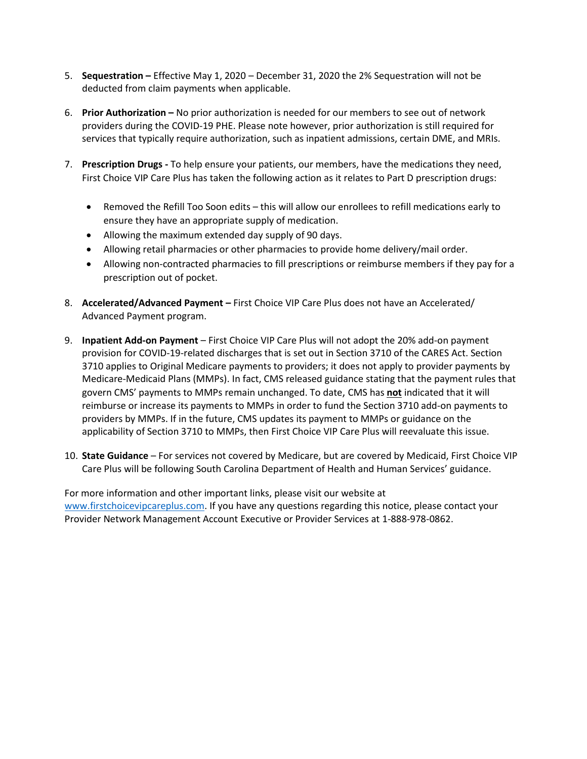5. **Sequestration –** Effective May 1, 2020 – December 31, 2020 the 2% Sequestration will not be deducted from claim payments when applicable.

6. **Prior Authorization –** No prior authorization is needed for our members to see out of network providers during the COVID-19 PHE. Please note however, prior authorization is still required for services that typically require authorization, such as inpatient admissions, certain DME, and MRIs.

7. **Prescription Drugs -** To help ensure your patients, our members, have the medications they need, First Choice VIP Care Plus has taken the following action as it relates to Part D prescription drugs:

   - Removed the Refill Too Soon edits – this will allow our enrollees to refill medications early to ensure they have an appropriate supply of medication.
   - Allowing the maximum extended day supply of 90 days.
   - Allowing retail pharmacies or other pharmacies to provide home delivery/mail order.
   - Allowing non-contracted pharmacies to fill prescriptions or reimburse members if they pay for a prescription out of pocket.

8. **Accelerated/Advanced Payment –** First Choice VIP Care Plus does not have an Accelerated/ Advanced Payment program.

9. **Inpatient Add-on Payment** – First Choice VIP Care Plus will not adopt the 20% add-on payment provision for COVID-19-related discharges that is set out in Section 3710 of the CARES Act. Section 3710 applies to Original Medicare payments to providers; it does not apply to provider payments by Medicare-Medicaid Plans (MMPs). In fact, CMS released guidance stating that the payment rules that govern CMS' payments to MMPs remain unchanged. To date, CMS has **not** indicated that it will reimburse or increase its payments to MMPs in order to fund the Section 3710 add-on payments to providers by MMPs. If in the future, CMS updates its payment to MMPs or guidance on the applicability of Section 3710 to MMPs, then First Choice VIP Care Plus will reevaluate this issue.

10. **State Guidance** – For services not covered by Medicare, but are covered by Medicaid, First Choice VIP Care Plus will be following South Carolina Department of Health and Human Services' guidance.

For more information and other important links, please visit our website at www.firstchoicevipcareplus.com. If you have any questions regarding this notice, please contact your Provider Network Management Account Executive or Provider Services at 1-888-978-0862.